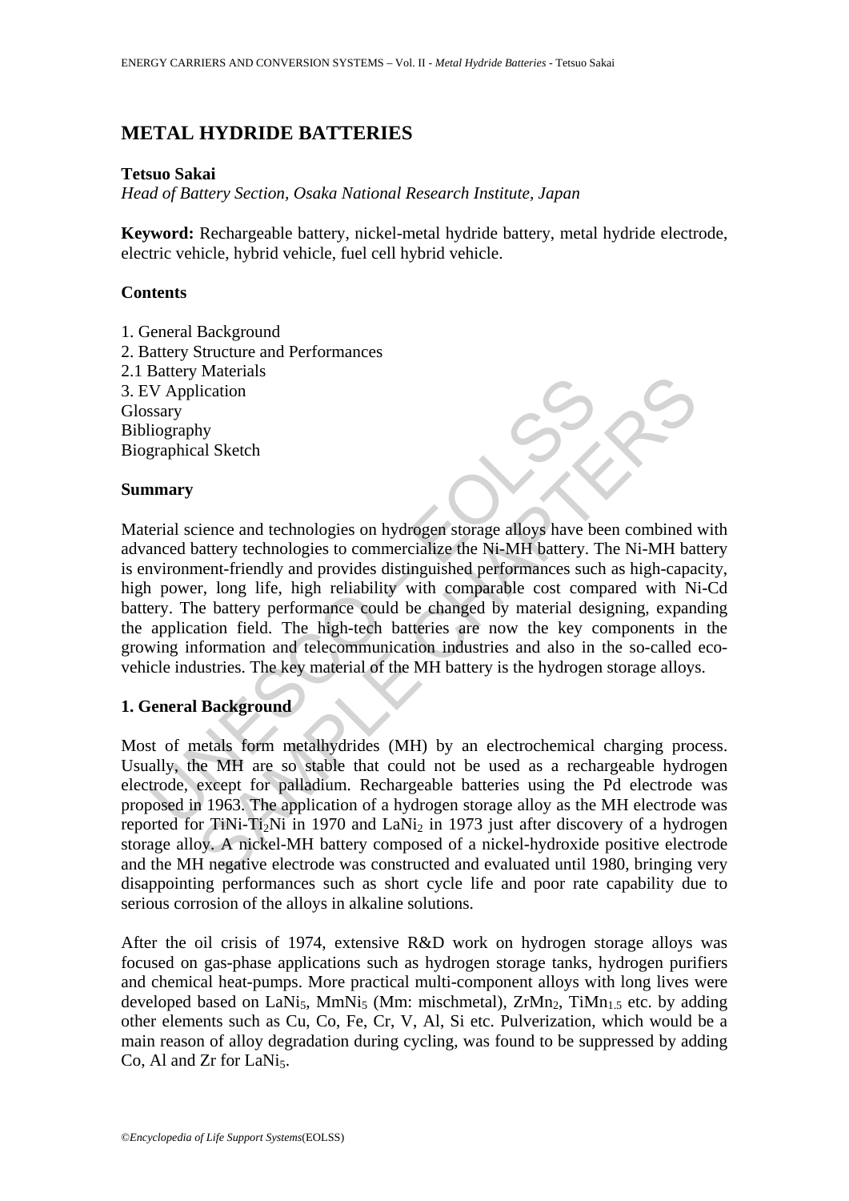# METAL HYDRIDE BATTERIES

**Tetsuo Sakai**

*Head of Battery Section, Osaka National Research Institute, Japan*

**Keyword:** Rechargeable battery, nickel-metal hydride battery, metal hydride electrode, electric vehicle, hybrid vehicle, fuel cell hybrid vehicle.

## Contents

1. General Background
2. Battery Structure and Performances
2.1 Battery Materials
3. EV Application

Glossary
Bibliography
Biographical Sketch

## Summary

Material science and technologies on hydrogen storage alloys have been combined with advanced battery technologies to commercialize the Ni-MH battery. The Ni-MH battery is environment-friendly and provides distinguished performances such as high-capacity, high power, long life, high reliability with comparable cost compared with Ni-Cd battery. The battery performance could be changed by material designing, expanding the application field. The high-tech batteries are now the key components in the growing information and telecommunication industries and also in the so-called eco-vehicle industries. The key material of the MH battery is the hydrogen storage alloys.

## 1. General Background

Most of metals form metalhydrides (MH) by an electrochemical charging process. Usually, the MH are so stable that could not be used as a rechargeable hydrogen electrode, except for palladium. Rechargeable batteries using the Pd electrode was proposed in 1963. The application of a hydrogen storage alloy as the MH electrode was reported for TiNi-$Ti_2Ni$ in 1970 and $LaNi_2$ in 1973 just after discovery of a hydrogen storage alloy. A nickel-MH battery composed of a nickel-hydroxide positive electrode and the MH negative electrode was constructed and evaluated until 1980, bringing very disappointing performances such as short cycle life and poor rate capability due to serious corrosion of the alloys in alkaline solutions.

After the oil crisis of 1974, extensive R&D work on hydrogen storage alloys was focused on gas-phase applications such as hydrogen storage tanks, hydrogen purifiers and chemical heat-pumps. More practical multi-component alloys with long lives were developed based on $LaNi_5$, $MmNi_5$ (Mm: mischmetal), $ZrMn_2$, $TiMn_{1.5}$ etc. by adding other elements such as Cu, Co, Fe, Cr, V, Al, Si etc. Pulverization, which would be a main reason of alloy degradation during cycling, was found to be suppressed by adding Co, Al and Zr for $LaNi_5$.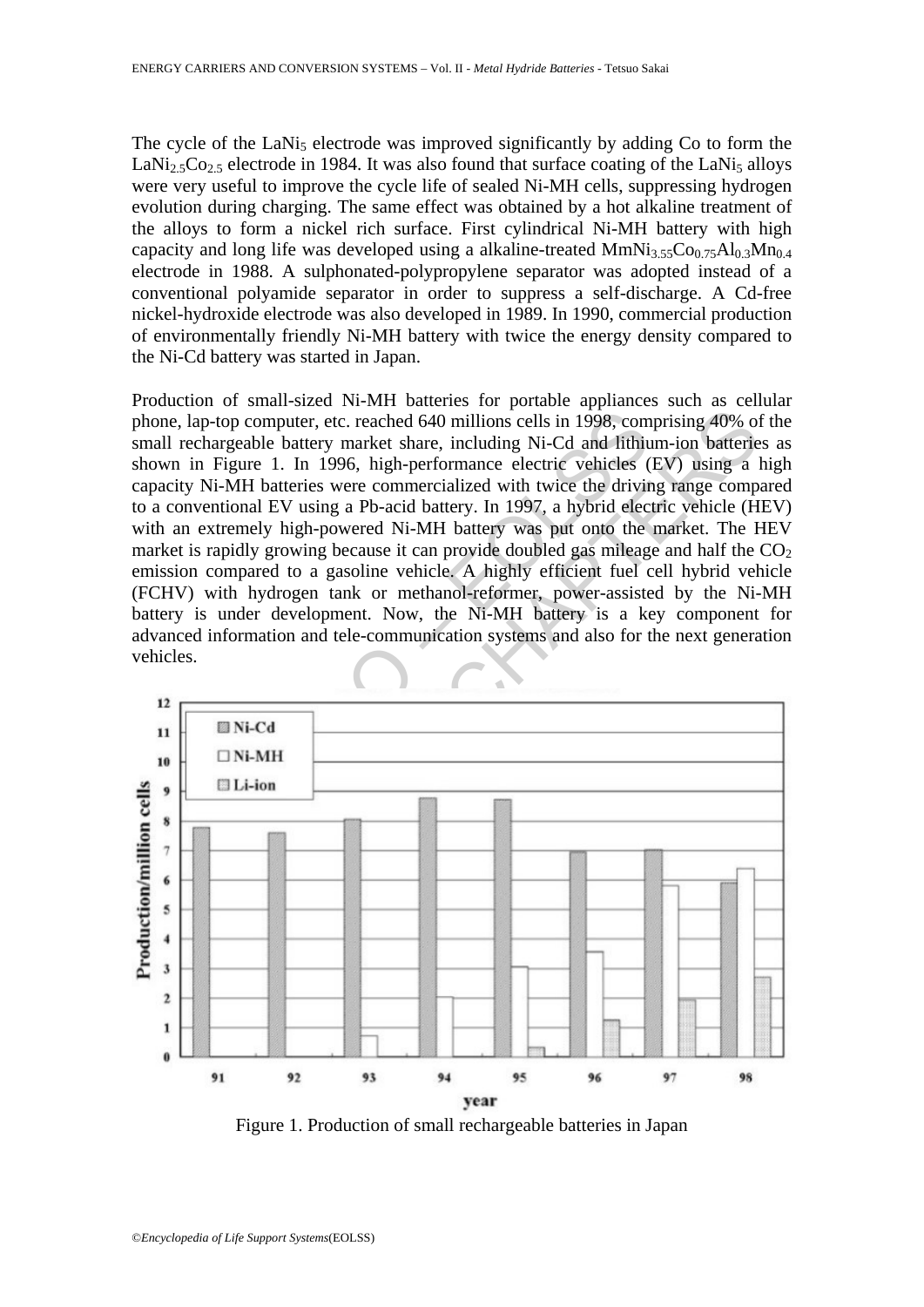The cycle of the $LaNi_5$ electrode was improved significantly by adding Co to form the $LaNi_{2.5}Co_{2.5}$ electrode in 1984. It was also found that surface coating of the $LaNi_5$ alloys were very useful to improve the cycle life of sealed Ni-MH cells, suppressing hydrogen evolution during charging. The same effect was obtained by a hot alkaline treatment of the alloys to form a nickel rich surface. First cylindrical Ni-MH battery with high capacity and long life was developed using a alkaline-treated $MmNi_{3.55}Co_{0.75}Al_{0.3}Mn_{0.4}$ electrode in 1988. A sulphonated-polypropylene separator was adopted instead of a conventional polyamide separator in order to suppress a self-discharge. A Cd-free nickel-hydroxide electrode was also developed in 1989. In 1990, commercial production of environmentally friendly Ni-MH battery with twice the energy density compared to the Ni-Cd battery was started in Japan.

Production of small-sized Ni-MH batteries for portable appliances such as cellular phone, lap-top computer, etc. reached 640 millions cells in 1998, comprising 40% of the small rechargeable battery market share, including Ni-Cd and lithium-ion batteries as shown in Figure 1. In 1996, high-performance electric vehicles (EV) using a high capacity Ni-MH batteries were commercialized with twice the driving range compared to a conventional EV using a Pb-acid battery. In 1997, a hybrid electric vehicle (HEV) with an extremely high-powered Ni-MH battery was put onto the market. The HEV market is rapidly growing because it can provide doubled gas mileage and half the $CO_2$ emission compared to a gasoline vehicle. A highly efficient fuel cell hybrid vehicle (FCHV) with hydrogen tank or methanol-reformer, power-assisted by the Ni-MH battery is under development. Now, the Ni-MH battery is a key component for advanced information and tele-communication systems and also for the next generation vehicles.

Figure 1. Production of small rechargeable batteries in Japan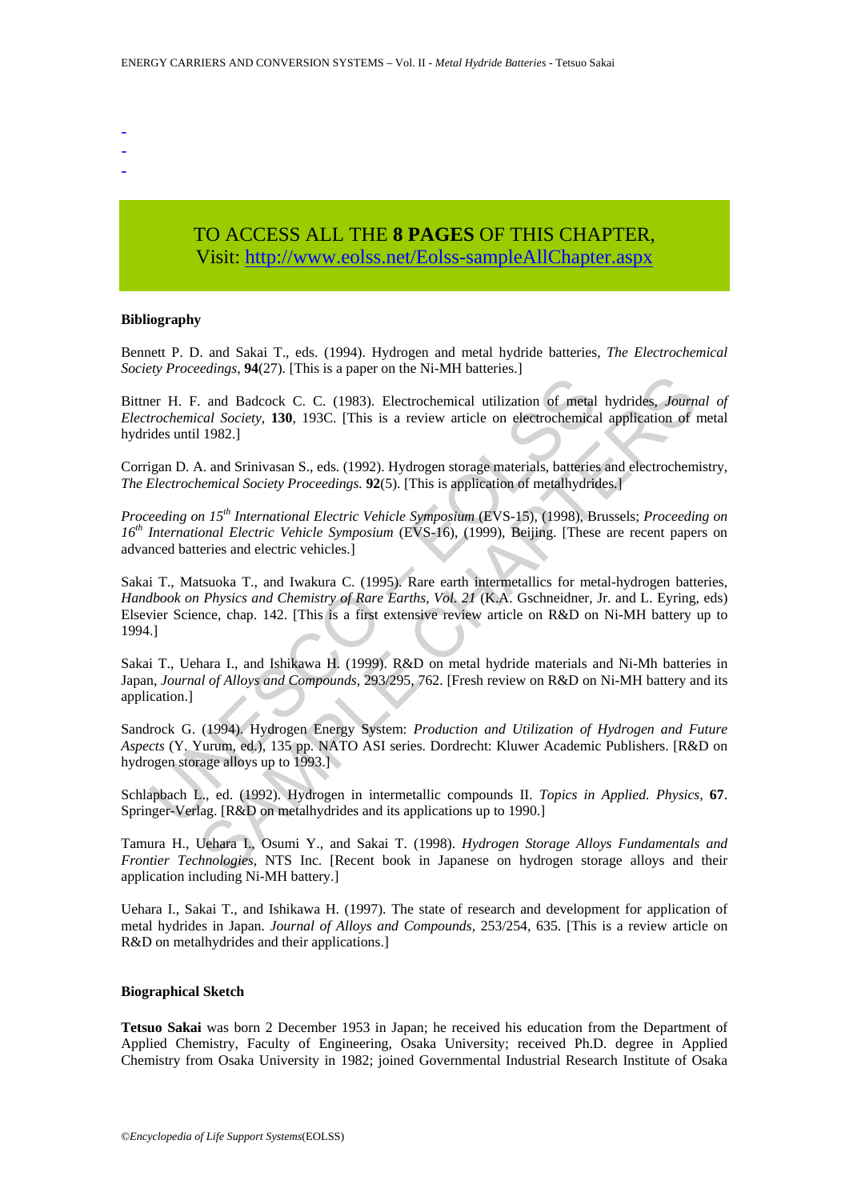-
-
-

TO ACCESS ALL THE **8 PAGES** OF THIS CHAPTER,
Visit: http://www.eolss.net/Eolss-sampleAllChapter.aspx

**Bibliography**

Bennett P. D. and Sakai T., eds. (1994). Hydrogen and metal hydride batteries, *The Electrochemical Society Proceedings,* **94**(27). [This is a paper on the Ni-MH batteries.]

Bittner H. F. and Badcock C. C. (1983). Electrochemical utilization of metal hydrides, *Journal of Electrochemical Society,* **130**, 193C. [This is a review article on electrochemical application of metal hydrides until 1982.]

Corrigan D. A. and Srinivasan S., eds. (1992). Hydrogen storage materials, batteries and electrochemistry, *The Electrochemical Society Proceedings.* **92**(5). [This is application of metalhydrides.]

*Proceeding on 15th International Electric Vehicle Symposium* (EVS-15), (1998), Brussels; *Proceeding on 16th International Electric Vehicle Symposium* (EVS-16), (1999), Beijing. [These are recent papers on advanced batteries and electric vehicles.]

Sakai T., Matsuoka T., and Iwakura C. (1995). Rare earth intermetallics for metal-hydrogen batteries, *Handbook on Physics and Chemistry of Rare Earths, Vol. 21* (K.A. Gschneidner, Jr. and L. Eyring, eds) Elsevier Science, chap. 142. [This is a first extensive review article on R&D on Ni-MH battery up to 1994.]

Sakai T., Uehara I., and Ishikawa H. (1999). R&D on metal hydride materials and Ni-Mh batteries in Japan, *Journal of Alloys and Compounds,* 293/295, 762. [Fresh review on R&D on Ni-MH battery and its application.]

Sandrock G. (1994). Hydrogen Energy System: *Production and Utilization of Hydrogen and Future Aspects* (Y. Yurum, ed.), 135 pp. NATO ASI series. Dordrecht: Kluwer Academic Publishers. [R&D on hydrogen storage alloys up to 1993.]

Schlapbach L., ed. (1992). Hydrogen in intermetallic compounds II. *Topics in Applied. Physics,* **67**. Springer-Verlag. [R&D on metalhydrides and its applications up to 1990.]

Tamura H., Uehara I., Osumi Y., and Sakai T. (1998). *Hydrogen Storage Alloys Fundamentals and Frontier Technologies*, NTS Inc. [Recent book in Japanese on hydrogen storage alloys and their application including Ni-MH battery.]

Uehara I., Sakai T., and Ishikawa H. (1997). The state of research and development for application of metal hydrides in Japan. *Journal of Alloys and Compounds,* 253/254, 635. [This is a review article on R&D on metalhydrides and their applications.]

**Biographical Sketch**

**Tetsuo Sakai** was born 2 December 1953 in Japan; he received his education from the Department of Applied Chemistry, Faculty of Engineering, Osaka University; received Ph.D. degree in Applied Chemistry from Osaka University in 1982; joined Governmental Industrial Research Institute of Osaka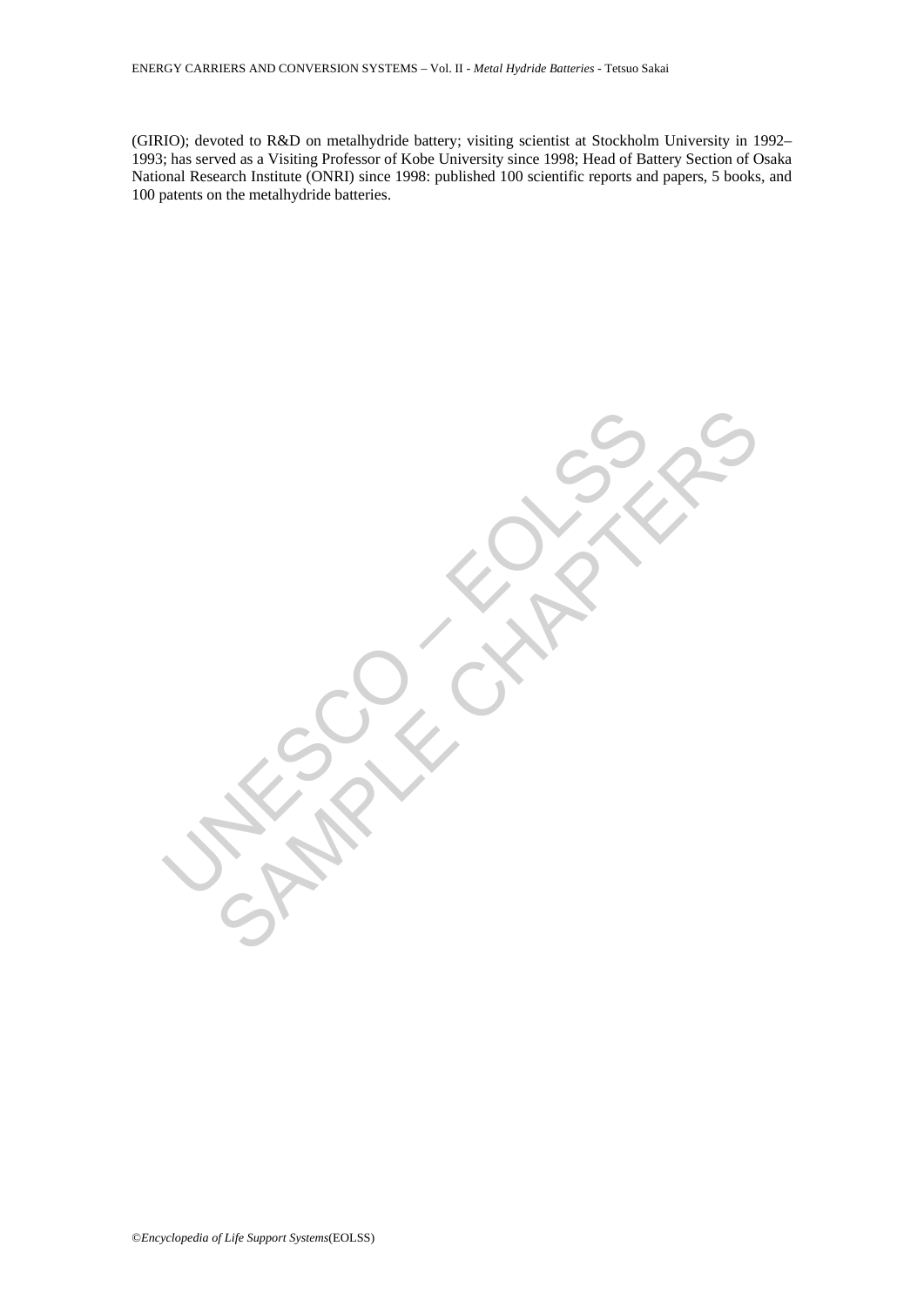(GIRIO); devoted to R&D on metalhydride battery; visiting scientist at Stockholm University in 1992–1993; has served as a Visiting Professor of Kobe University since 1998; Head of Battery Section of Osaka National Research Institute (ONRI) since 1998: published 100 scientific reports and papers, 5 books, and 100 patents on the metalhydride batteries.